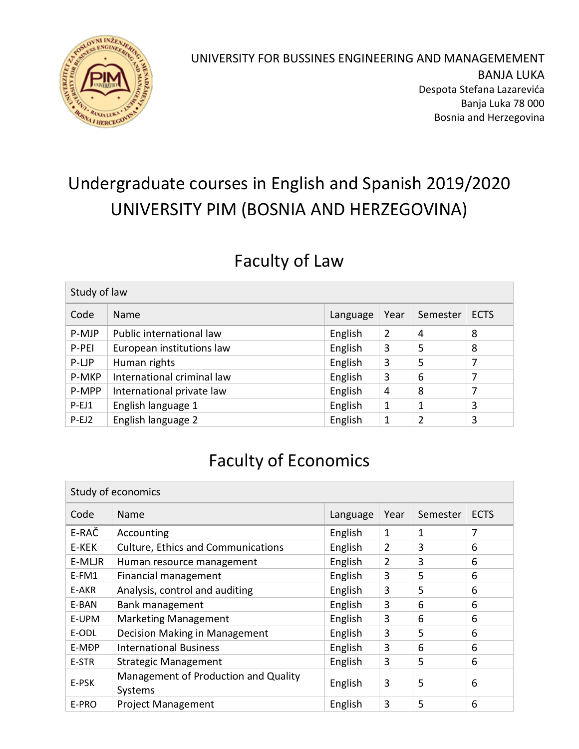UNIVERSITY FOR BUSSINES ENGINEERING AND MANAGEMEMENT
BANJA LUKA
Despota Stefana Lazarevića
Banja Luka 78 000
Bosnia and Herzegovina

# Undergraduate courses in English and Spanish 2019/2020
# UNIVERSITY PIM (BOSNIA AND HERZEGOVINA)

## Faculty of Law

| Study of law | | | | | |
|---|---|---|---|---|---|
| Code | Name | Language | Year | Semester | ECTS |
| P-MJP | Public international law | English | 2 | 4 | 8 |
| P-PEI | European institutions law | English | 3 | 5 | 8 |
| P-LJP | Human rights | English | 3 | 5 | 7 |
| P-MKP | International criminal law | English | 3 | 6 | 7 |
| P-MPP | International private law | English | 4 | 8 | 7 |
| P-EJ1 | English language 1 | English | 1 | 1 | 3 |
| P-EJ2 | English language 2 | English | 1 | 2 | 3 |

## Faculty of Economics

| Study of economics | | | | | |
|---|---|---|---|---|---|
| Code | Name | Language | Year | Semester | ECTS |
| E-RAČ | Accounting | English | 1 | 1 | 7 |
| E-KEK | Culture, Ethics and Communications | English | 2 | 3 | 6 |
| E-MLJR | Human resource management | English | 2 | 3 | 6 |
| E-FM1 | Financial management | English | 3 | 5 | 6 |
| E-AKR | Analysis, control and auditing | English | 3 | 5 | 6 |
| E-BAN | Bank management | English | 3 | 6 | 6 |
| E-UPM | Marketing Management | English | 3 | 6 | 6 |
| E-ODL | Decision Making in Management | English | 3 | 5 | 6 |
| E-MĐP | International Business | English | 3 | 6 | 6 |
| E-STR | Strategic Management | English | 3 | 5 | 6 |
| E-PSK | Management of Production and Quality Systems | English | 3 | 5 | 6 |
| E-PRO | Project Management | English | 3 | 5 | 6 |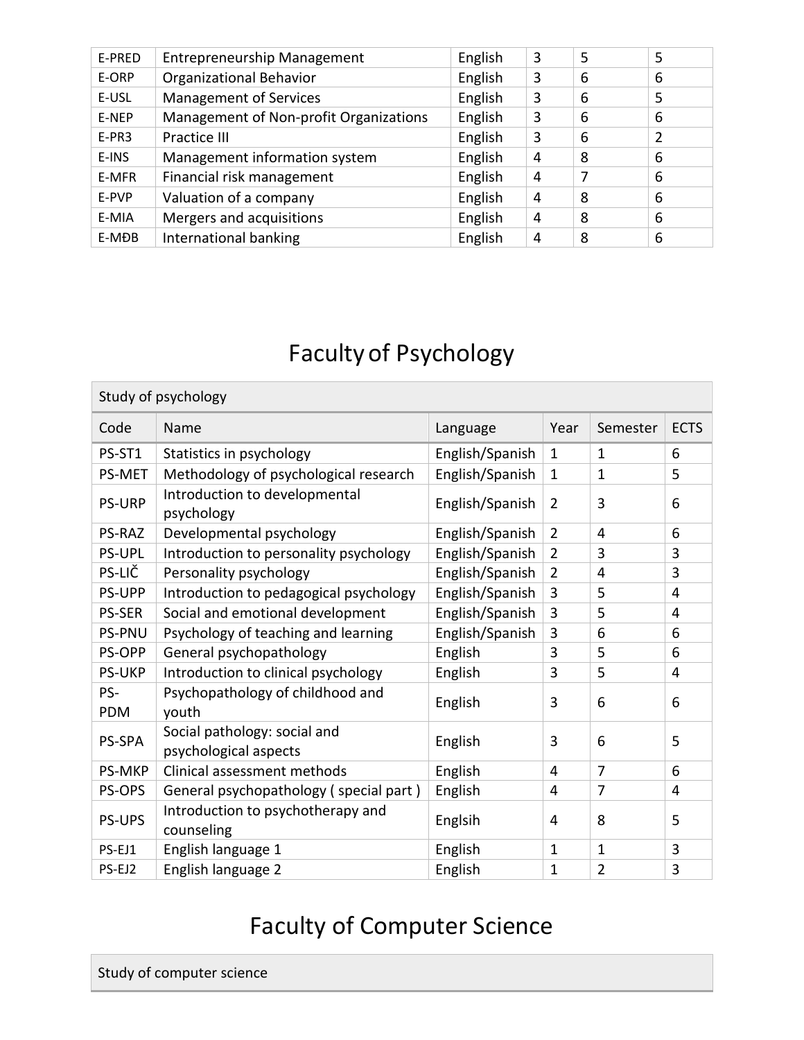| E-PRED | Entrepreneurship Management | English | 3 | 5 | 5 |
|---|---|---|---|---|---|
| E-ORP | Organizational Behavior | English | 3 | 6 | 6 |
| E-USL | Management of Services | English | 3 | 6 | 5 |
| E-NEP | Management of Non-profit Organizations | English | 3 | 6 | 6 |
| E-PR3 | Practice III | English | 3 | 6 | 2 |
| E-INS | Management information system | English | 4 | 8 | 6 |
| E-MFR | Financial risk management | English | 4 | 7 | 6 |
| E-PVP | Valuation of a company | English | 4 | 8 | 6 |
| E-MIA | Mergers and acquisitions | English | 4 | 8 | 6 |
| E-MĐB | International banking | English | 4 | 8 | 6 |

# Faculty of Psychology

| Study of psychology | | | | | |
|---|---|---|---|---|---|
| Code | Name | Language | Year | Semester | ECTS |
| PS-ST1 | Statistics in psychology | English/Spanish | 1 | 1 | 6 |
| PS-MET | Methodology of psychological research | English/Spanish | 1 | 1 | 5 |
| PS-URP | Introduction to developmental psychology | English/Spanish | 2 | 3 | 6 |
| PS-RAZ | Developmental psychology | English/Spanish | 2 | 4 | 6 |
| PS-UPL | Introduction to personality psychology | English/Spanish | 2 | 3 | 3 |
| PS-LIČ | Personality psychology | English/Spanish | 2 | 4 | 3 |
| PS-UPP | Introduction to pedagogical psychology | English/Spanish | 3 | 5 | 4 |
| PS-SER | Social and emotional development | English/Spanish | 3 | 5 | 4 |
| PS-PNU | Psychology of teaching and learning | English/Spanish | 3 | 6 | 6 |
| PS-OPP | General psychopathology | English | 3 | 5 | 6 |
| PS-UKP | Introduction to clinical psychology | English | 3 | 5 | 4 |
| PS-PDM | Psychopathology of childhood and youth | English | 3 | 6 | 6 |
| PS-SPA | Social pathology: social and psychological aspects | English | 3 | 6 | 5 |
| PS-MKP | Clinical assessment methods | English | 4 | 7 | 6 |
| PS-OPS | General psychopathology ( special part ) | English | 4 | 7 | 4 |
| PS-UPS | Introduction to psychotherapy and counseling | Englsih | 4 | 8 | 5 |
| PS-EJ1 | English language 1 | English | 1 | 1 | 3 |
| PS-EJ2 | English language 2 | English | 1 | 2 | 3 |

# Faculty of Computer Science

| Study of computer science |
|---|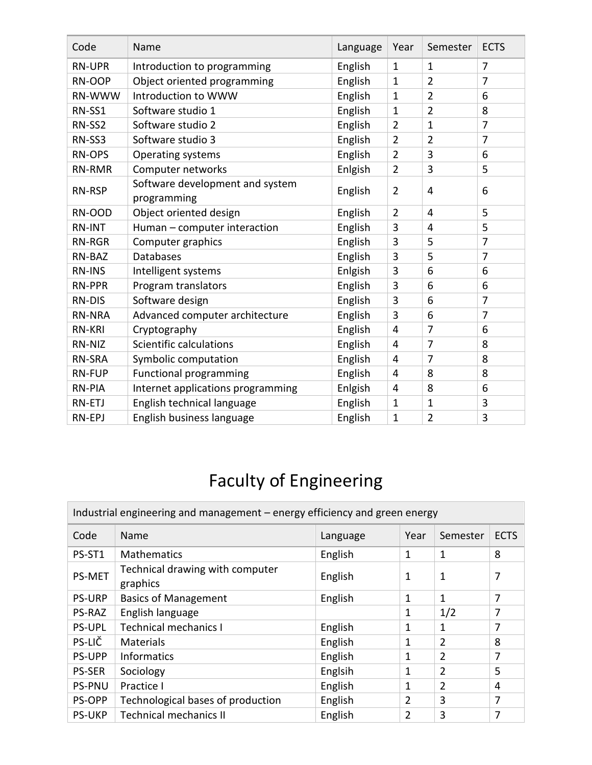| Code | Name | Language | Year | Semester | ECTS |
|---|---|---|---|---|---|
| RN-UPR | Introduction to programming | English | 1 | 1 | 7 |
| RN-OOP | Object oriented programming | English | 1 | 2 | 7 |
| RN-WWW | Introduction to WWW | English | 1 | 2 | 6 |
| RN-SS1 | Software studio 1 | English | 1 | 2 | 8 |
| RN-SS2 | Software studio 2 | English | 2 | 1 | 7 |
| RN-SS3 | Software studio 3 | English | 2 | 2 | 7 |
| RN-OPS | Operating systems | English | 2 | 3 | 6 |
| RN-RMR | Computer networks | Enlgish | 2 | 3 | 5 |
| RN-RSP | Software development and system programming | English | 2 | 4 | 6 |
| RN-OOD | Object oriented design | English | 2 | 4 | 5 |
| RN-INT | Human – computer interaction | English | 3 | 4 | 5 |
| RN-RGR | Computer graphics | English | 3 | 5 | 7 |
| RN-BAZ | Databases | English | 3 | 5 | 7 |
| RN-INS | Intelligent systems | Enlgish | 3 | 6 | 6 |
| RN-PPR | Program translators | English | 3 | 6 | 6 |
| RN-DIS | Software design | English | 3 | 6 | 7 |
| RN-NRA | Advanced computer architecture | English | 3 | 6 | 7 |
| RN-KRI | Cryptography | English | 4 | 7 | 6 |
| RN-NIZ | Scientific calculations | English | 4 | 7 | 8 |
| RN-SRA | Symbolic computation | English | 4 | 7 | 8 |
| RN-FUP | Functional programming | English | 4 | 8 | 8 |
| RN-PIA | Internet applications programming | Enlgish | 4 | 8 | 6 |
| RN-ETJ | English technical language | English | 1 | 1 | 3 |
| RN-EPJ | English business language | English | 1 | 2 | 3 |

# Faculty of Engineering

| Industrial engineering and management – energy efficiency and green energy | | | | | |
|---|---|---|---|---|---|
| Code | Name | Language | Year | Semester | ECTS |
| PS-ST1 | Mathematics | English | 1 | 1 | 8 |
| PS-MET | Technical drawing with computer graphics | English | 1 | 1 | 7 |
| PS-URP | Basics of Management | English | 1 | 1 | 7 |
| PS-RAZ | English language | | 1 | 1/2 | 7 |
| PS-UPL | Technical mechanics I | English | 1 | 1 | 7 |
| PS-LIČ | Materials | English | 1 | 2 | 8 |
| PS-UPP | Informatics | English | 1 | 2 | 7 |
| PS-SER | Sociology | Englsih | 1 | 2 | 5 |
| PS-PNU | Practice I | English | 1 | 2 | 4 |
| PS-OPP | Technological bases of production | English | 2 | 3 | 7 |
| PS-UKP | Technical mechanics II | English | 2 | 3 | 7 |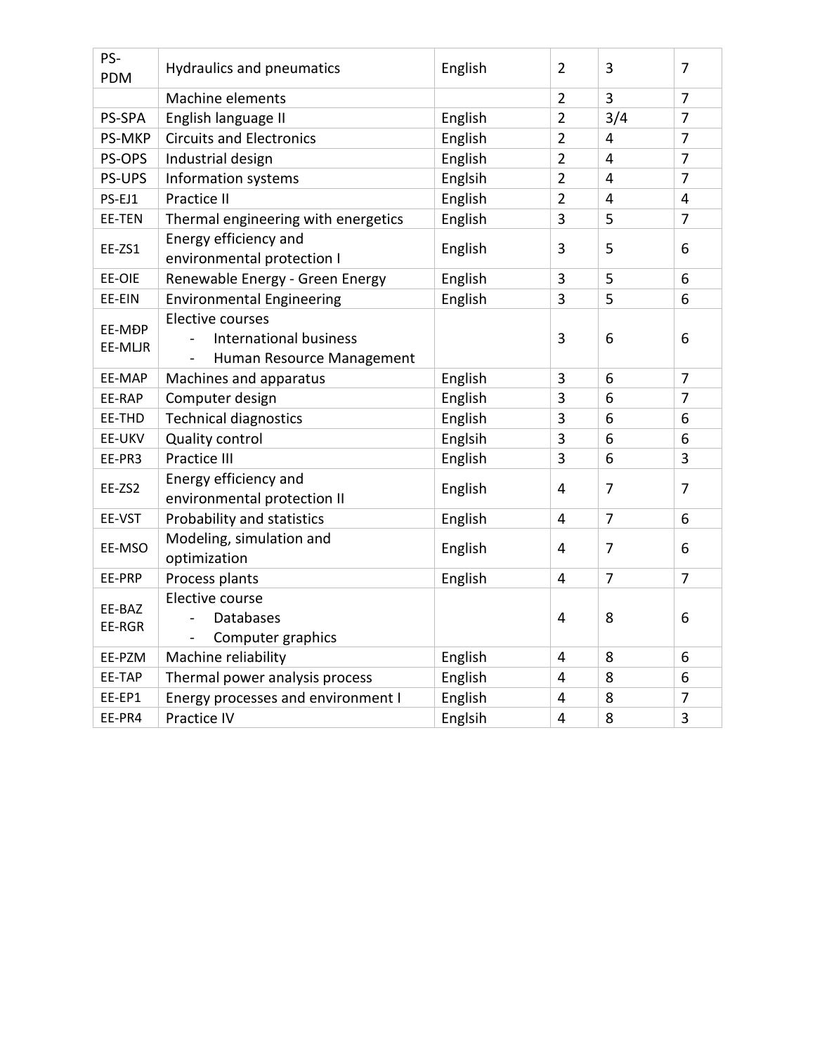| | | | | | |
|---|---|---|---|---|---|
| PS-PDM | Hydraulics and pneumatics | English | 2 | 3 | 7 |
| | Machine elements | | 2 | 3 | 7 |
| PS-SPA | English language II | English | 2 | 3/4 | 7 |
| PS-MKP | Circuits and Electronics | English | 2 | 4 | 7 |
| PS-OPS | Industrial design | English | 2 | 4 | 7 |
| PS-UPS | Information systems | Englsih | 2 | 4 | 7 |
| PS-EJ1 | Practice II | English | 2 | 4 | 4 |
| EE-TEN | Thermal engineering with energetics | English | 3 | 5 | 7 |
| EE-ZS1 | Energy efficiency and environmental protection I | English | 3 | 5 | 6 |
| EE-OIE | Renewable Energy - Green Energy | English | 3 | 5 | 6 |
| EE-EIN | Environmental Engineering | English | 3 | 5 | 6 |
| EE-MĐP EE-MLJR | Elective courses <br> - International business <br> - Human Resource Management | | 3 | 6 | 6 |
| EE-MAP | Machines and apparatus | English | 3 | 6 | 7 |
| EE-RAP | Computer design | English | 3 | 6 | 7 |
| EE-THD | Technical diagnostics | English | 3 | 6 | 6 |
| EE-UKV | Quality control | Englsih | 3 | 6 | 6 |
| EE-PR3 | Practice III | English | 3 | 6 | 3 |
| EE-ZS2 | Energy efficiency and environmental protection II | English | 4 | 7 | 7 |
| EE-VST | Probability and statistics | English | 4 | 7 | 6 |
| EE-MSO | Modeling, simulation and optimization | English | 4 | 7 | 6 |
| EE-PRP | Process plants | English | 4 | 7 | 7 |
| EE-BAZ EE-RGR | Elective course <br> - Databases <br> - Computer graphics | | 4 | 8 | 6 |
| EE-PZM | Machine reliability | English | 4 | 8 | 6 |
| EE-TAP | Thermal power analysis process | English | 4 | 8 | 6 |
| EE-EP1 | Energy processes and environment I | English | 4 | 8 | 7 |
| EE-PR4 | Practice IV | Englsih | 4 | 8 | 3 |